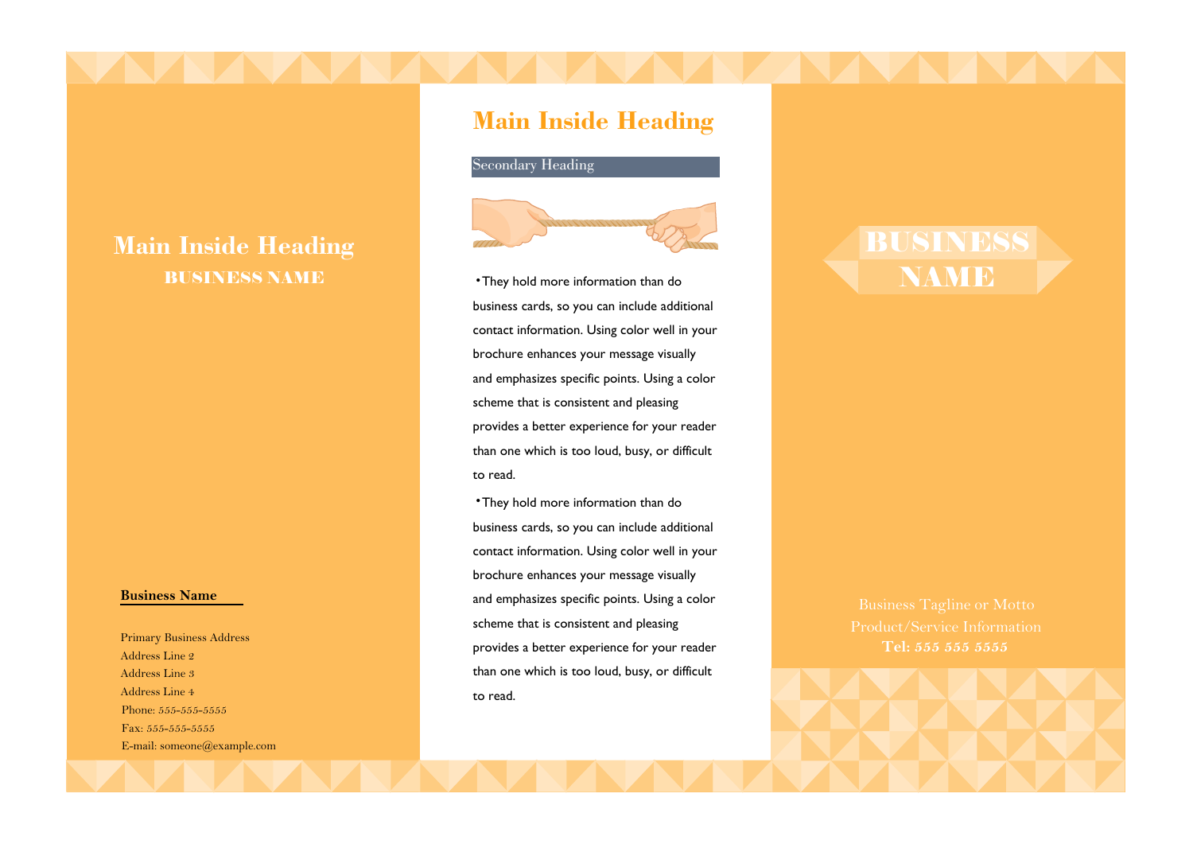# Main Inside Heading

**BUSINESS NAME**

**Business Name**

Primary Business Address
Address Line 2
Address Line 3
Address Line 4
Phone: 555-555-5555
Fax: 555-555-5555
E-mail: someone@example.com

# Main Inside Heading

## Secondary Heading

- They hold more information than do business cards, so you can include additional contact information. Using color well in your brochure enhances your message visually and emphasizes specific points. Using a color scheme that is consistent and pleasing provides a better experience for your reader than one which is too loud, busy, or difficult to read.
- They hold more information than do business cards, so you can include additional contact information. Using color well in your brochure enhances your message visually and emphasizes specific points. Using a color scheme that is consistent and pleasing provides a better experience for your reader than one which is too loud, busy, or difficult to read.

# BUSINESS NAME

Business Tagline or Motto
Product/Service Information
**Tel: 555 555 5555**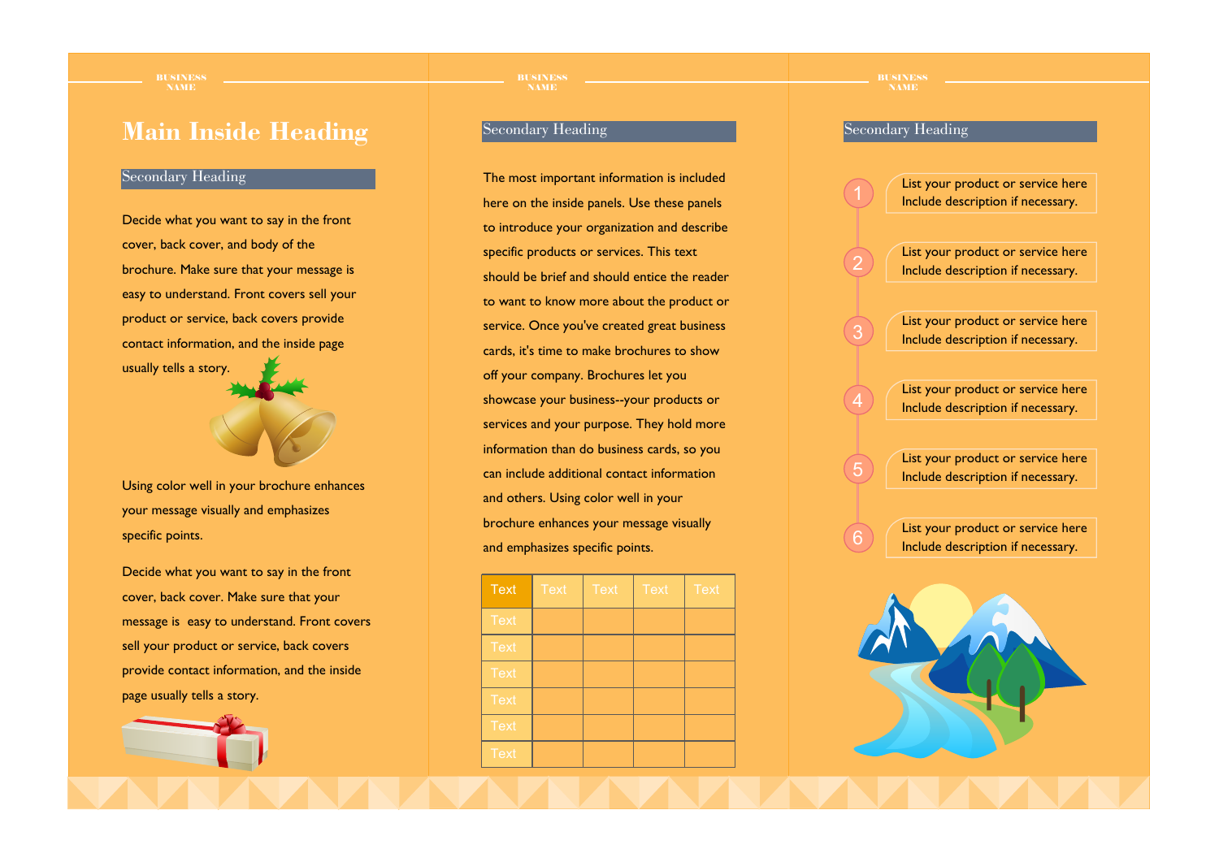BUSINESS NAME

# Main Inside Heading

## Secondary Heading

Decide what you want to say in the front cover, back cover, and body of the brochure. Make sure that your message is easy to understand. Front covers sell your product or service, back covers provide contact information, and the inside page usually tells a story.

Using color well in your brochure enhances your message visually and emphasizes specific points.

Decide what you want to say in the front cover, back cover. Make sure that your message is easy to understand. Front covers sell your product or service, back covers provide contact information, and the inside page usually tells a story.

## Secondary Heading

The most important information is included here on the inside panels. Use these panels to introduce your organization and describe specific products or services. This text should be brief and should entice the reader to want to know more about the product or service. Once you've created great business cards, it's time to make brochures to show off your company. Brochures let you showcase your business--your products or services and your purpose. They hold more information than do business cards, so you can include additional contact information and others. Using color well in your brochure enhances your message visually and emphasizes specific points.

| Text | Text | Text | Text | Text |
|---|---|---|---|---|
| Text | | | | |
| Text | | | | |
| Text | | | | |
| Text | | | | |
| Text | | | | |
| Text | | | | |

## Secondary Heading

1. List your product or service here Include description if necessary.
2. List your product or service here Include description if necessary.
3. List your product or service here Include description if necessary.
4. List your product or service here Include description if necessary.
5. List your product or service here Include description if necessary.
6. List your product or service here Include description if necessary.